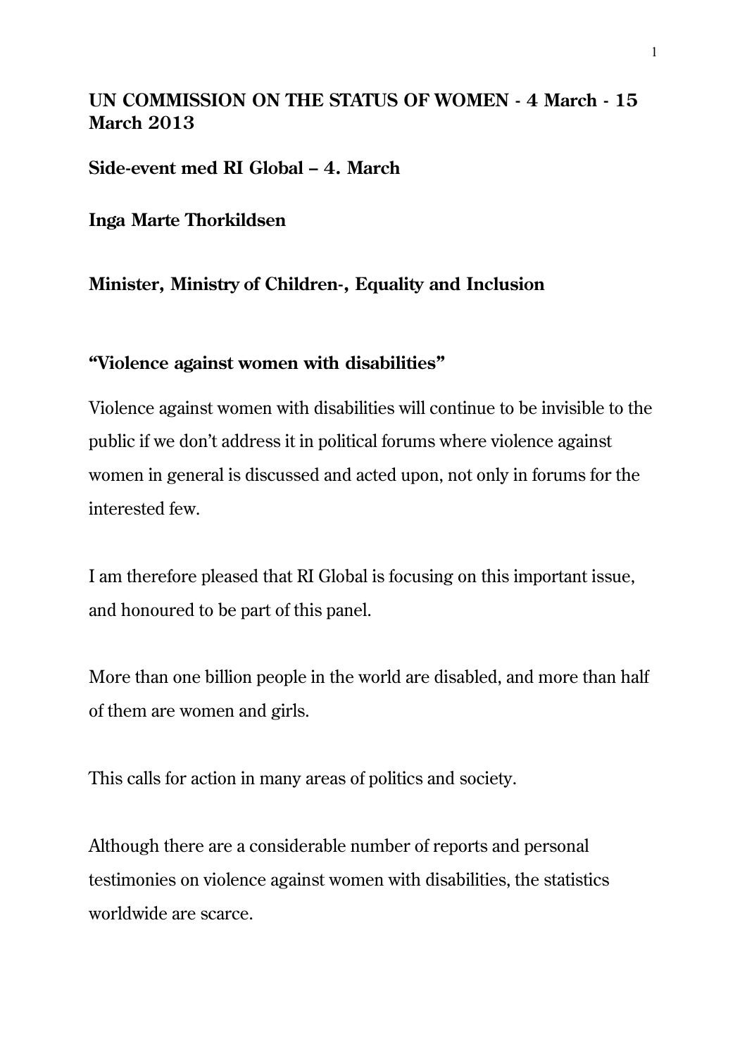**UN COMMISSION ON THE STATUS OF WOMEN - 4 March - 15 March 2013**

**Side-event med RI Global – 4. March**

**Inga Marte Thorkildsen**

**Minister, Ministry of Children-, Equality and Inclusion**

## "Violence against women with disabilities"

Violence against women with disabilities will continue to be invisible to the public if we don't address it in political forums where violence against women in general is discussed and acted upon, not only in forums for the interested few.

I am therefore pleased that RI Global is focusing on this important issue, and honoured to be part of this panel.

More than one billion people in the world are disabled, and more than half of them are women and girls.

This calls for action in many areas of politics and society.

Although there are a considerable number of reports and personal testimonies on violence against women with disabilities, the statistics worldwide are scarce.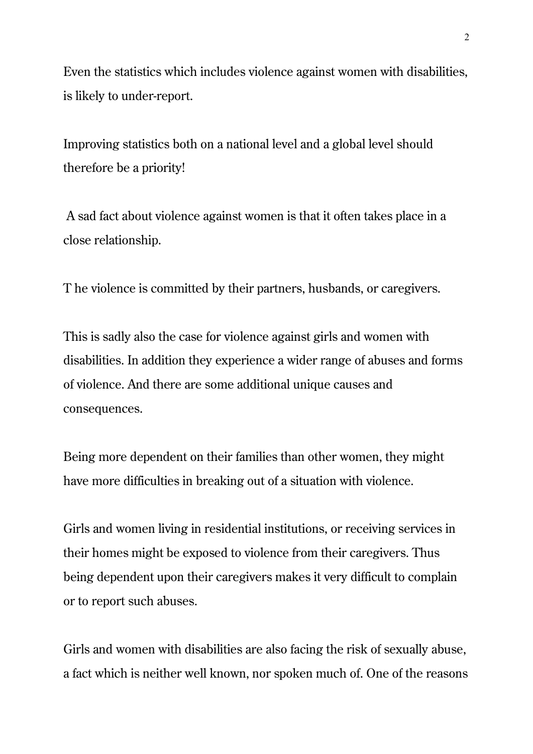Even the statistics which includes violence against women with disabilities, is likely to under-report.

Improving statistics both on a national level and a global level should therefore be a priority!

A sad fact about violence against women is that it often takes place in a close relationship.

T he violence is committed by their partners, husbands, or caregivers.

This is sadly also the case for violence against girls and women with disabilities. In addition they experience a wider range of abuses and forms of violence. And there are some additional unique causes and consequences.

Being more dependent on their families than other women, they might have more difficulties in breaking out of a situation with violence.

Girls and women living in residential institutions, or receiving services in their homes might be exposed to violence from their caregivers. Thus being dependent upon their caregivers makes it very difficult to complain or to report such abuses.

Girls and women with disabilities are also facing the risk of sexually abuse, a fact which is neither well known, nor spoken much of. One of the reasons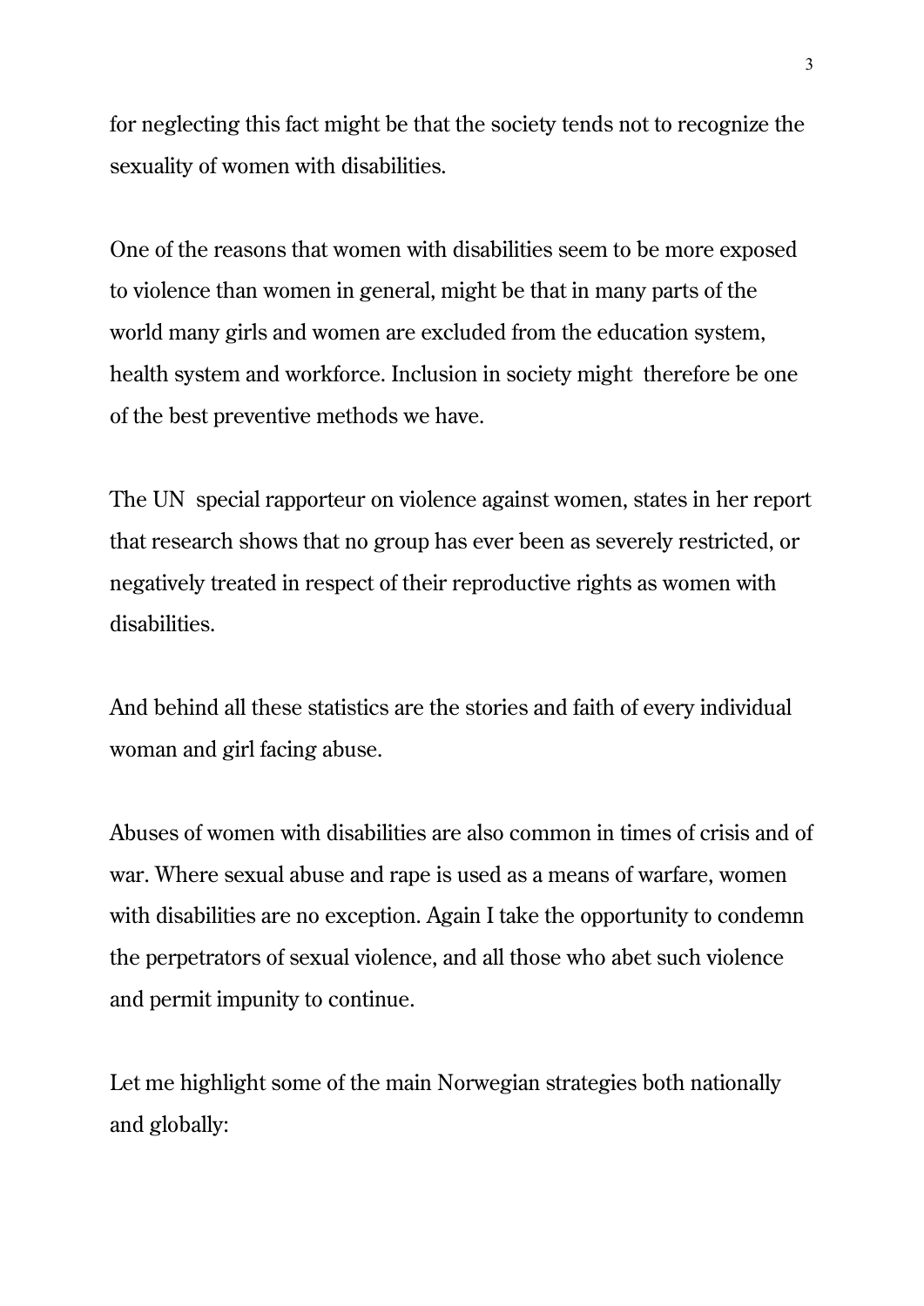for neglecting this fact might be that the society tends not to recognize the sexuality of women with disabilities.

One of the reasons that women with disabilities seem to be more exposed to violence than women in general, might be that in many parts of the world many girls and women are excluded from the education system, health system and workforce. Inclusion in society might therefore be one of the best preventive methods we have.

The UN special rapporteur on violence against women, states in her report that research shows that no group has ever been as severely restricted, or negatively treated in respect of their reproductive rights as women with disabilities.

And behind all these statistics are the stories and faith of every individual woman and girl facing abuse.

Abuses of women with disabilities are also common in times of crisis and of war. Where sexual abuse and rape is used as a means of warfare, women with disabilities are no exception. Again I take the opportunity to condemn the perpetrators of sexual violence, and all those who abet such violence and permit impunity to continue.

Let me highlight some of the main Norwegian strategies both nationally and globally: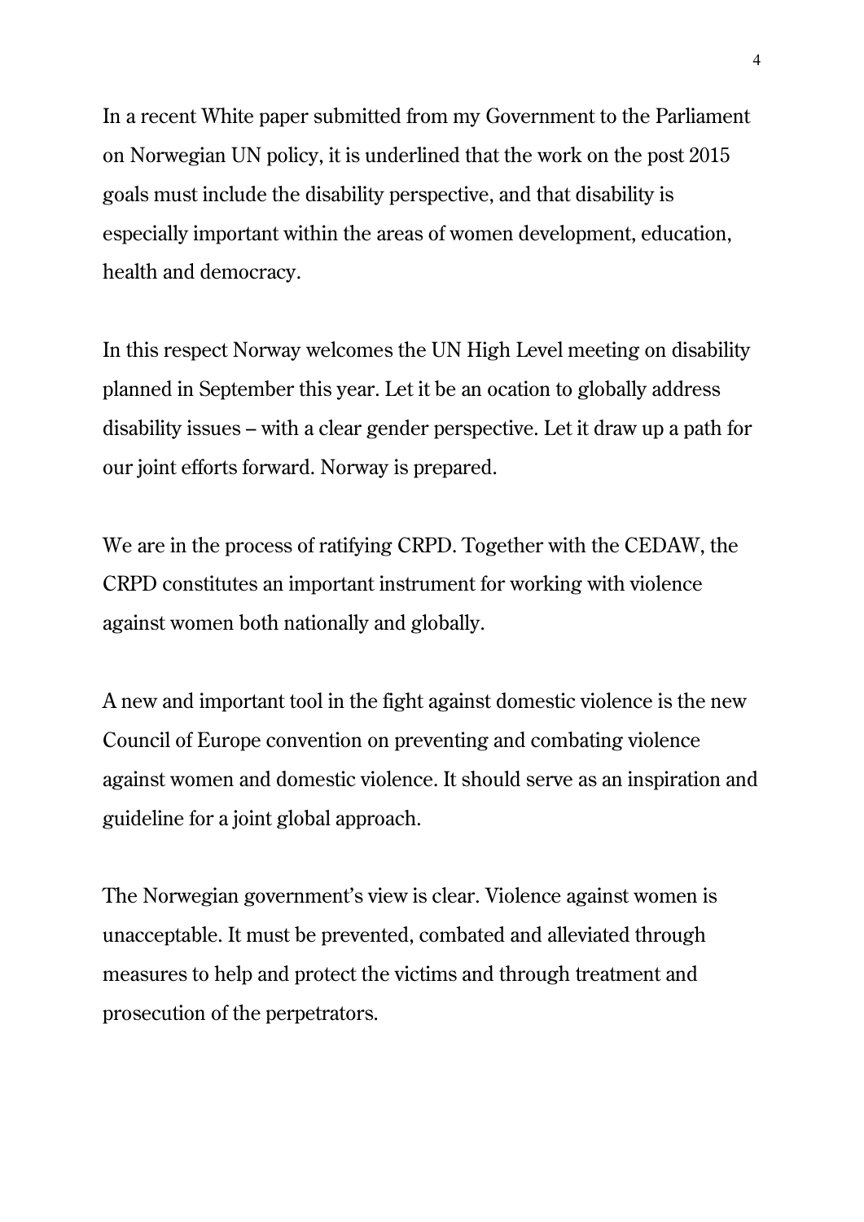In a recent White paper submitted from my Government to the Parliament on Norwegian UN policy, it is underlined that the work on the post 2015 goals must include the disability perspective, and that disability is especially important within the areas of women development, education, health and democracy.

In this respect Norway welcomes the UN High Level meeting on disability planned in September this year. Let it be an ocation to globally address disability issues – with a clear gender perspective. Let it draw up a path for our joint efforts forward. Norway is prepared.

We are in the process of ratifying CRPD. Together with the CEDAW, the CRPD constitutes an important instrument for working with violence against women both nationally and globally.

A new and important tool in the fight against domestic violence is the new Council of Europe convention on preventing and combating violence against women and domestic violence. It should serve as an inspiration and guideline for a joint global approach.

The Norwegian government's view is clear. Violence against women is unacceptable. It must be prevented, combated and alleviated through measures to help and protect the victims and through treatment and prosecution of the perpetrators.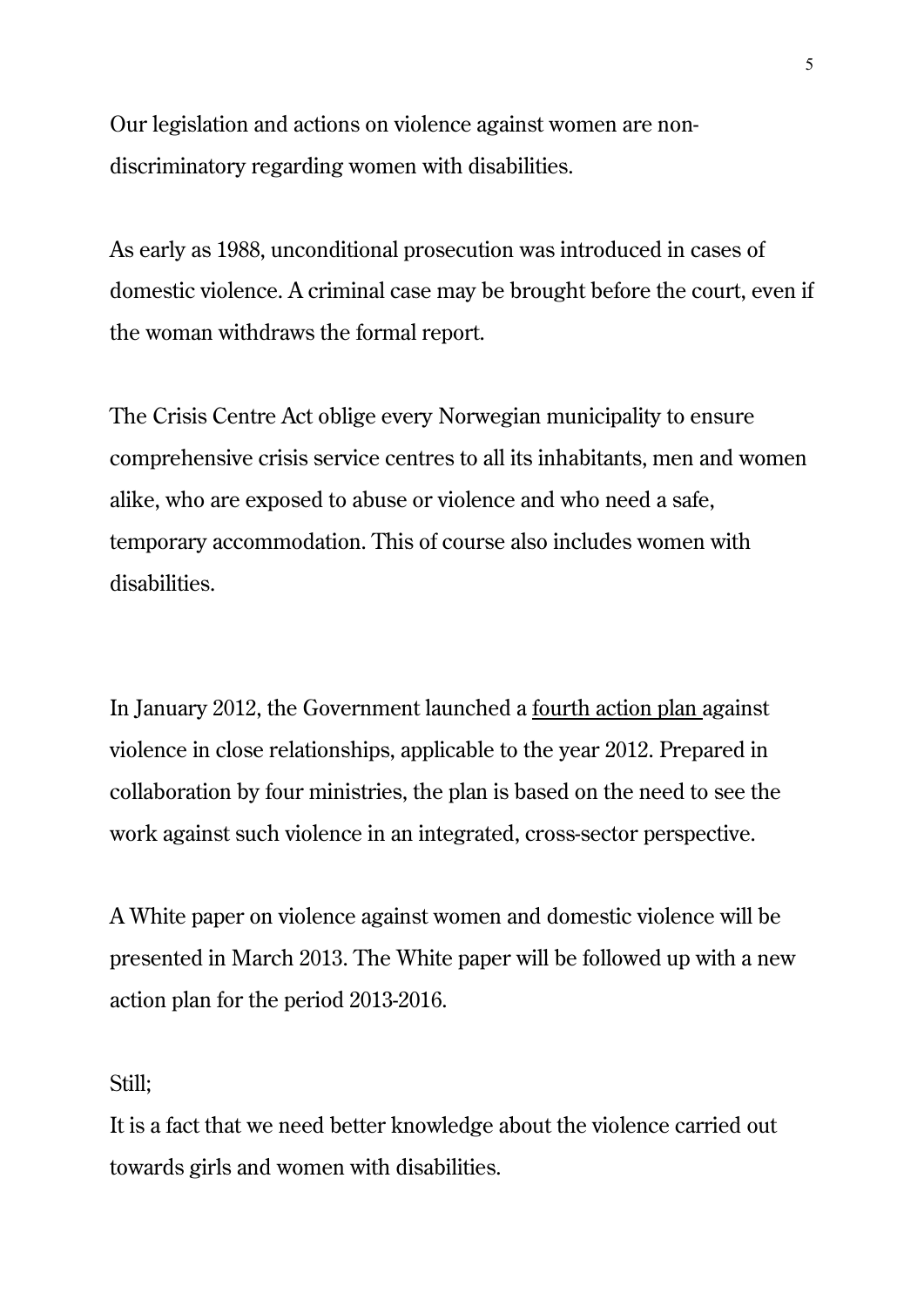Our legislation and actions on violence against women are non-discriminatory regarding women with disabilities.

As early as 1988, unconditional prosecution was introduced in cases of domestic violence. A criminal case may be brought before the court, even if the woman withdraws the formal report.

The Crisis Centre Act oblige every Norwegian municipality to ensure comprehensive crisis service centres to all its inhabitants, men and women alike, who are exposed to abuse or violence and who need a safe, temporary accommodation. This of course also includes women with disabilities.

In January 2012, the Government launched a fourth action plan against violence in close relationships, applicable to the year 2012. Prepared in collaboration by four ministries, the plan is based on the need to see the work against such violence in an integrated, cross-sector perspective.

A White paper on violence against women and domestic violence will be presented in March 2013. The White paper will be followed up with a new action plan for the period 2013-2016.

Still;

It is a fact that we need better knowledge about the violence carried out towards girls and women with disabilities.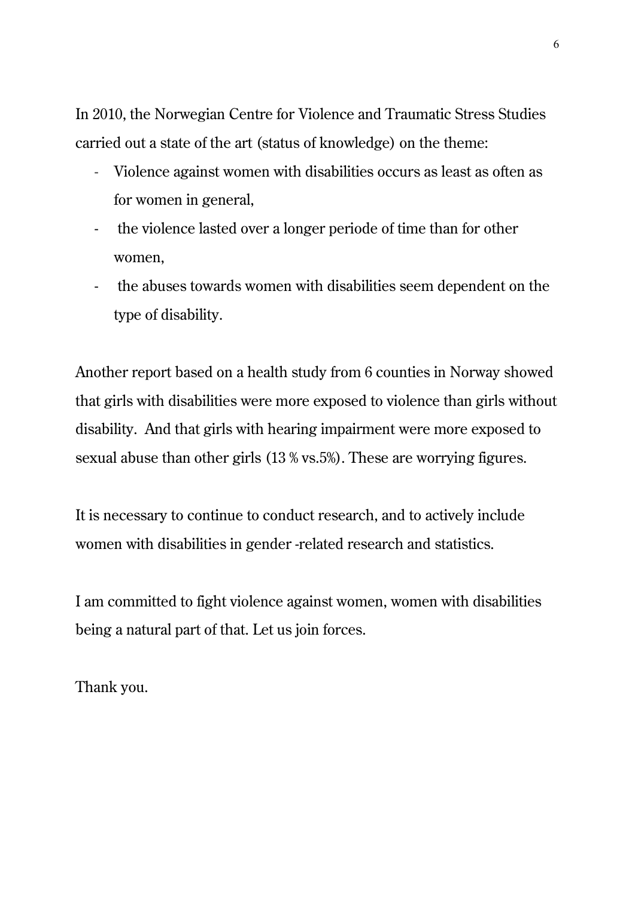In 2010, the Norwegian Centre for Violence and Traumatic Stress Studies carried out a state of the art (status of knowledge) on the theme:

- Violence against women with disabilities occurs as least as often as for women in general,
- the violence lasted over a longer periode of time than for other women,
- the abuses towards women with disabilities seem dependent on the type of disability.

Another report based on a health study from 6 counties in Norway showed that girls with disabilities were more exposed to violence than girls without disability. And that girls with hearing impairment were more exposed to sexual abuse than other girls (13 % vs.5%). These are worrying figures.

It is necessary to continue to conduct research, and to actively include women with disabilities in gender -related research and statistics.

I am committed to fight violence against women, women with disabilities being a natural part of that. Let us join forces.

Thank you.